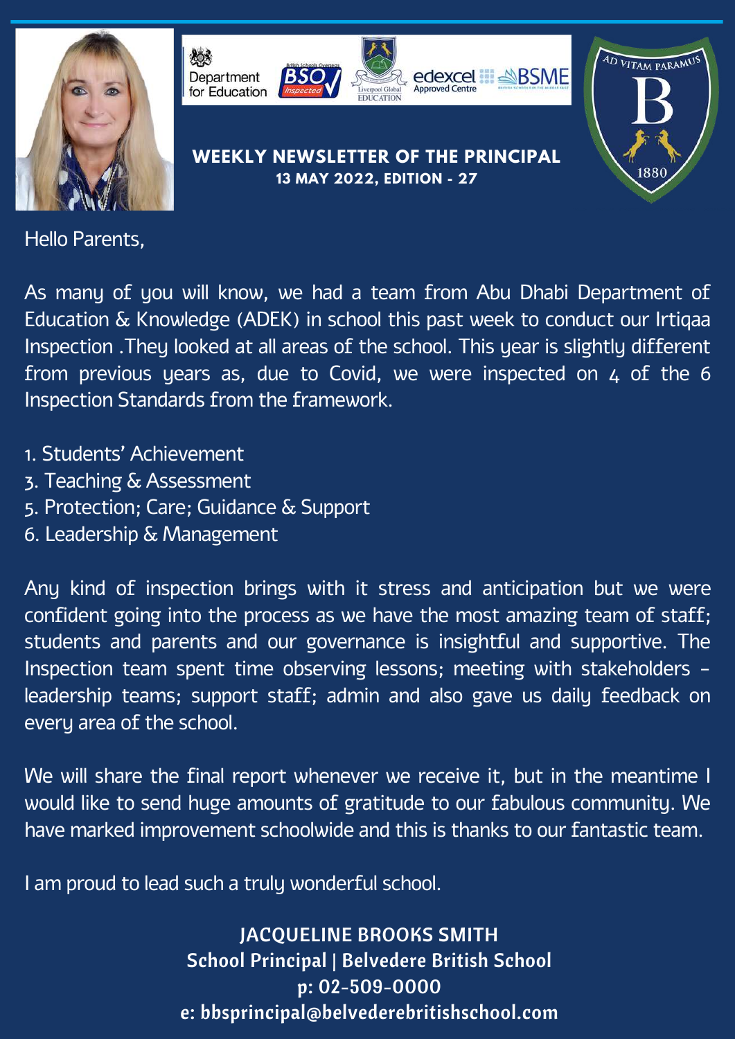# WEEKLY NEWSLETTER OF THE PRINCIPAL

**13 MAY 2022, EDITION - 27**

Hello Parents,

As many of you will know, we had a team from Abu Dhabi Department of Education & Knowledge (ADEK) in school this past week to conduct our Irtiqaa Inspection .They looked at all areas of the school. This year is slightly different from previous years as, due to Covid, we were inspected on 4 of the 6 Inspection Standards from the framework.

1. Students' Achievement
3. Teaching & Assessment
5. Protection; Care; Guidance & Support
6. Leadership & Management

Any kind of inspection brings with it stress and anticipation but we were confident going into the process as we have the most amazing team of staff; students and parents and our governance is insightful and supportive. The Inspection team spent time observing lessons; meeting with stakeholders - leadership teams; support staff; admin and also gave us daily feedback on every area of the school.

We will share the final report whenever we receive it, but in the meantime I would like to send huge amounts of gratitude to our fabulous community. We have marked improvement schoolwide and this is thanks to our fantastic team.

I am proud to lead such a truly wonderful school.

**JACQUELINE BROOKS SMITH**
**School Principal | Belvedere British School**
**p: 02-509-0000**
**e: bbsprincipal@belvederebritishschool.com**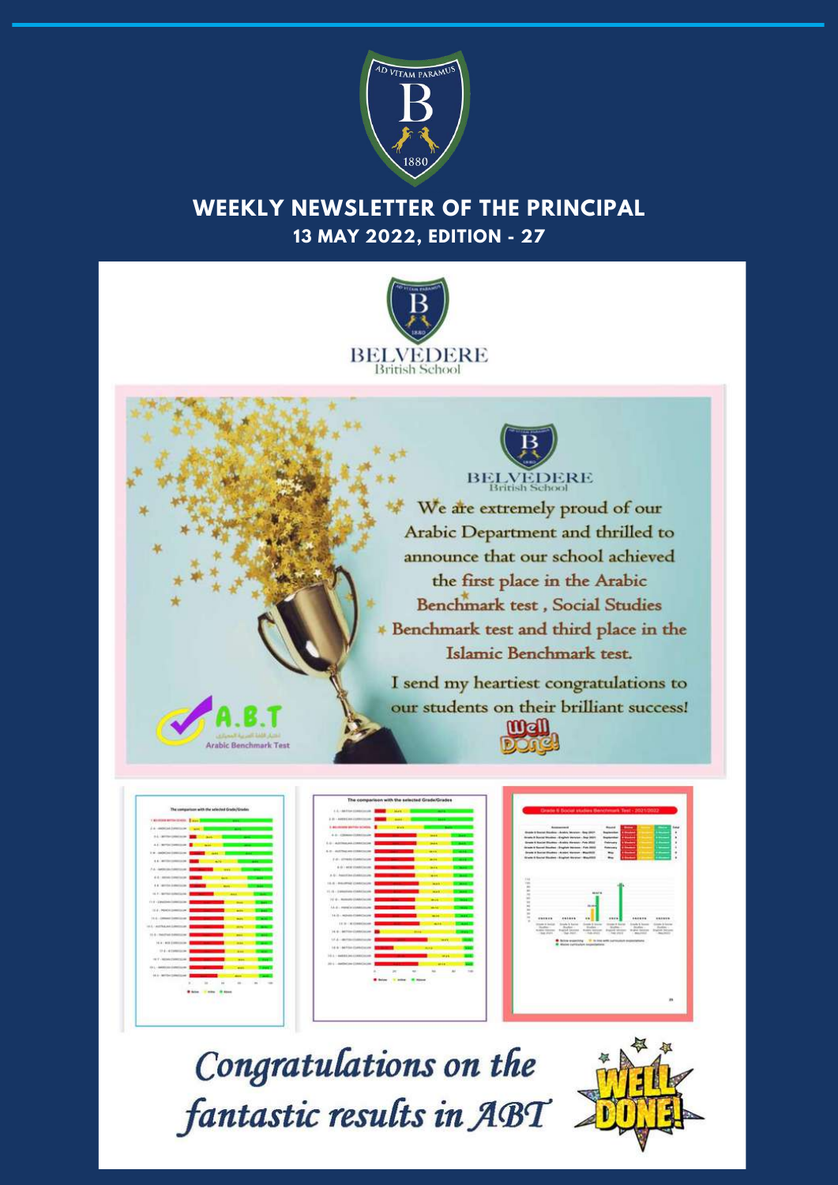# WEEKLY NEWSLETTER OF THE PRINCIPAL

## 13 MAY 2022, EDITION - 27

BELVEDERE
British School

We are extremely proud of our Arabic Department and thrilled to announce that our school achieved the first place in the Arabic Benchmark test, Social Studies Benchmark test and third place in the Islamic Benchmark test.

I send my heartiest congratulations to our students on their brilliant success!

Well Done!

A.B.T
Arabic Benchmark Test

*Congratulations on the fantastic results in ABT*

WELL DONE!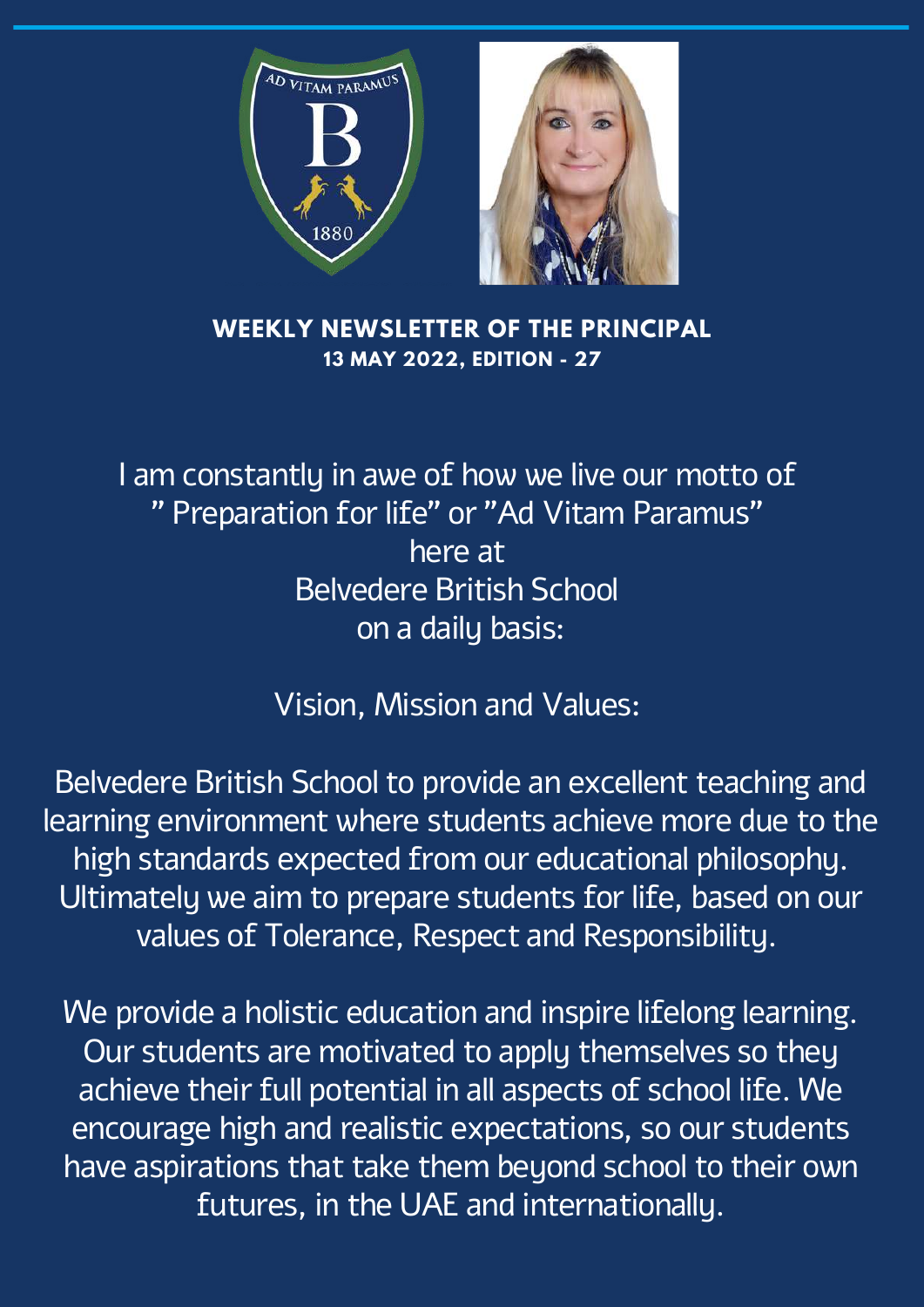**WEEKLY NEWSLETTER OF THE PRINCIPAL**

**13 MAY 2022, EDITION - 27**

I am constantly in awe of how we live our motto of " Preparation for life" or "Ad Vitam Paramus" here at Belvedere British School on a daily basis:

Vision, Mission and Values:

Belvedere British School to provide an excellent teaching and learning environment where students achieve more due to the high standards expected from our educational philosophy. Ultimately we aim to prepare students for life, based on our values of Tolerance, Respect and Responsibility.

We provide a holistic education and inspire lifelong learning. Our students are motivated to apply themselves so they achieve their full potential in all aspects of school life. We encourage high and realistic expectations, so our students have aspirations that take them beyond school to their own futures, in the UAE and internationally.